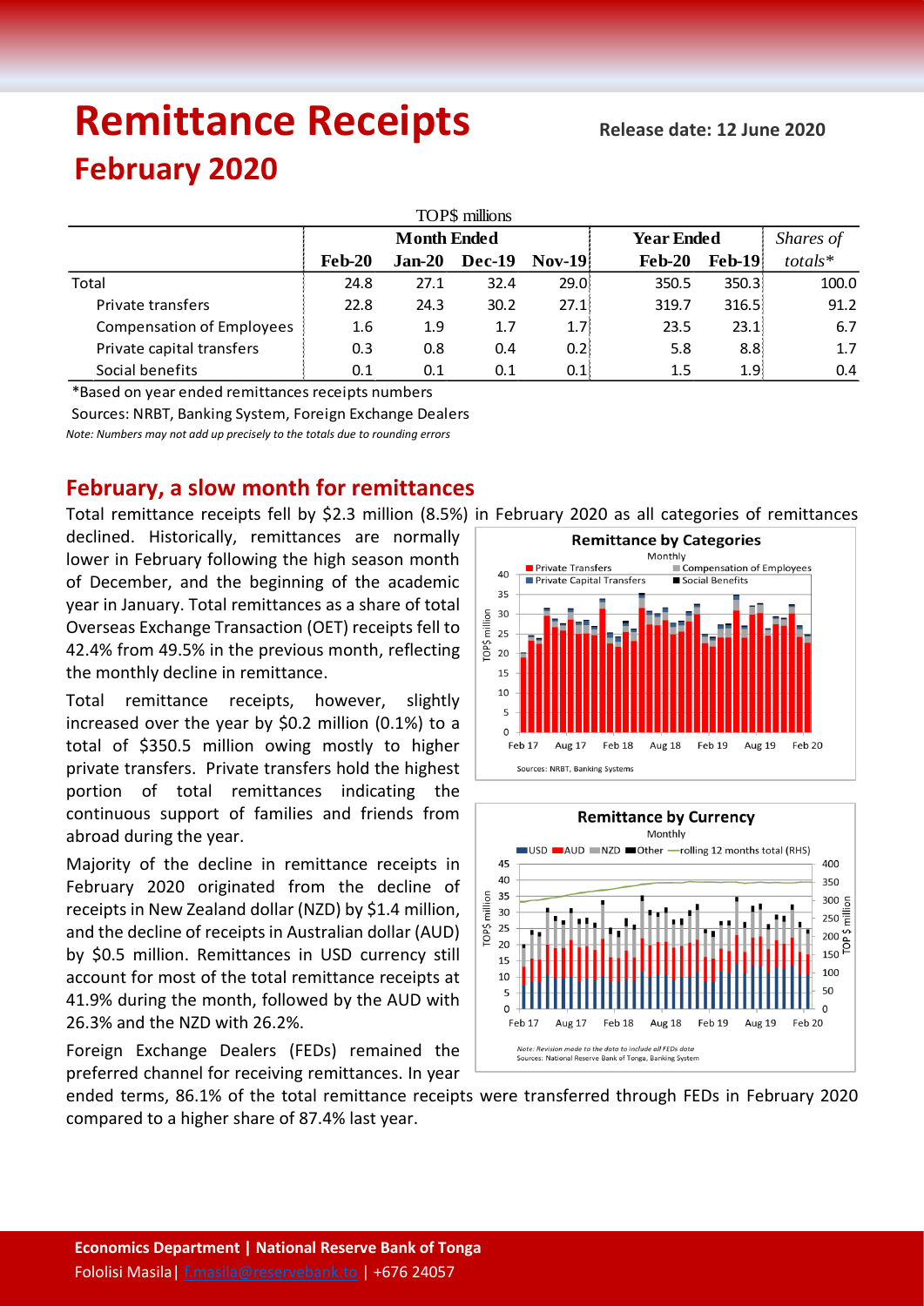# Remittance Receipts

**Release date: 12 June 2020**

## February 2020

| TOP$ millions | Month Ended | | | | Year Ended | | Shares of |
|---|---|---|---|---|---|---|---|
| | Feb-20 | Jan-20 | Dec-19 | Nov-19 | Feb-20 | Feb-19 | totals* |
| Total | 24.8 | 27.1 | 32.4 | 29.0 | 350.5 | 350.3 | 100.0 |
| Private transfers | 22.8 | 24.3 | 30.2 | 27.1 | 319.7 | 316.5 | 91.2 |
| Compensation of Employees | 1.6 | 1.9 | 1.7 | 1.7 | 23.5 | 23.1 | 6.7 |
| Private capital transfers | 0.3 | 0.8 | 0.4 | 0.2 | 5.8 | 8.8 | 1.7 |
| Social benefits | 0.1 | 0.1 | 0.1 | 0.1 | 1.5 | 1.9 | 0.4 |

*Based on year ended remittances receipts numbers

Sources: NRBT, Banking System, Foreign Exchange Dealers

*Note: Numbers may not add up precisely to the totals due to rounding errors*

## February, a slow month for remittances

Total remittance receipts fell by $2.3 million (8.5%) in February 2020 as all categories of remittances declined. Historically, remittances are normally lower in February following the high season month of December, and the beginning of the academic year in January. Total remittances as a share of total Overseas Exchange Transaction (OET) receipts fell to 42.4% from 49.5% in the previous month, reflecting the monthly decline in remittance.

Total remittance receipts, however, slightly increased over the year by $0.2 million (0.1%) to a total of $350.5 million owing mostly to higher private transfers. Private transfers hold the highest portion of total remittances indicating the continuous support of families and friends from abroad during the year.

Majority of the decline in remittance receipts in February 2020 originated from the decline of receipts in New Zealand dollar (NZD) by $1.4 million, and the decline of receipts in Australian dollar (AUD) by $0.5 million. Remittances in USD currency still account for most of the total remittance receipts at 41.9% during the month, followed by the AUD with 26.3% and the NZD with 26.2%.

Foreign Exchange Dealers (FEDs) remained the preferred channel for receiving remittances. In year ended terms, 86.1% of the total remittance receipts were transferred through FEDs in February 2020 compared to a higher share of 87.4% last year.

**Remittance by Categories**
Monthly

Sources: NRBT, Banking Systems

**Remittance by Currency**
Monthly

*Note: Revision made to the data to include all FEDs data*
Sources: National Reserve Bank of Tonga, Banking System

**Economics Department | National Reserve Bank of Tonga**
Fololisi Masila| f.masila@reservebank.to | +676 24057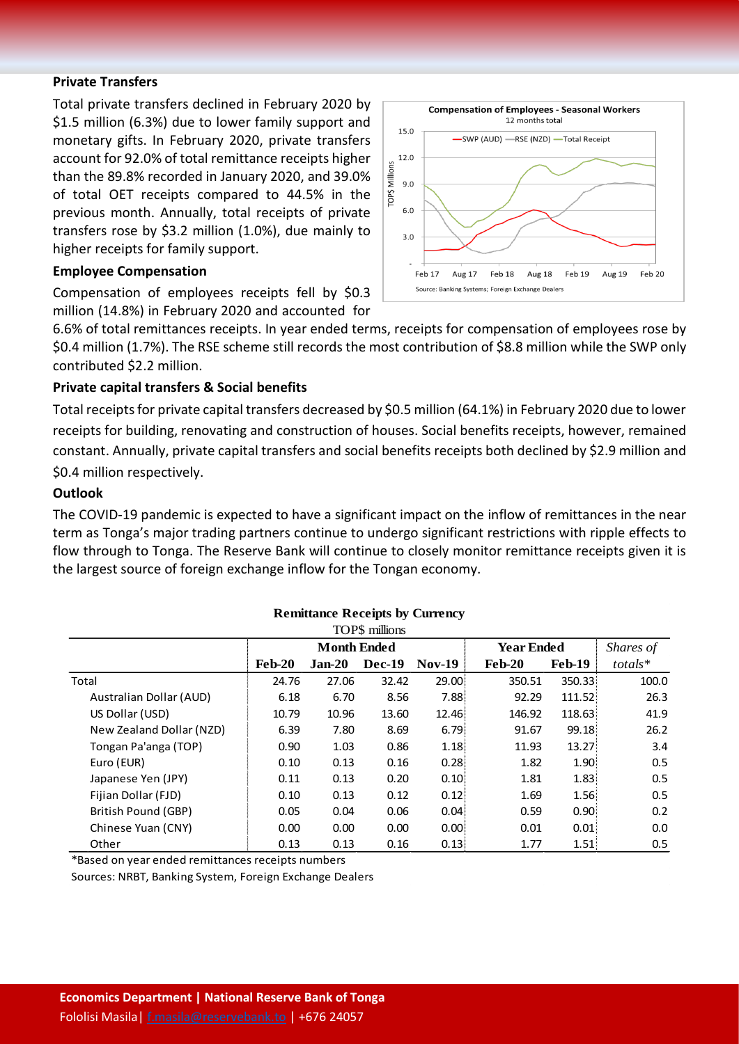**Private Transfers**

Total private transfers declined in February 2020 by \$1.5 million (6.3%) due to lower family support and monetary gifts. In February 2020, private transfers account for 92.0% of total remittance receipts higher than the 89.8% recorded in January 2020, and 39.0% of total OET receipts compared to 44.5% in the previous month. Annually, total receipts of private transfers rose by \$3.2 million (1.0%), due mainly to higher receipts for family support.

Compensation of Employees - Seasonal Workers
12 months total
SWP (AUD) RSE (NZD) Total Receipt
TOP\$ Millions
15.0
12.0
9.0
6.0
3.0
-
Feb 17 Aug 17 Feb 18 Aug 18 Feb 19 Aug 19 Feb 20
Source: Banking Systems; Foreign Exchange Dealers

**Employee Compensation**

Compensation of employees receipts fell by \$0.3 million (14.8%) in February 2020 and accounted for 6.6% of total remittances receipts. In year ended terms, receipts for compensation of employees rose by \$0.4 million (1.7%). The RSE scheme still records the most contribution of \$8.8 million while the SWP only contributed \$2.2 million.

**Private capital transfers & Social benefits**

Total receipts for private capital transfers decreased by \$0.5 million (64.1%) in February 2020 due to lower receipts for building, renovating and construction of houses. Social benefits receipts, however, remained constant. Annually, private capital transfers and social benefits receipts both declined by \$2.9 million and \$0.4 million respectively.

**Outlook**

The COVID-19 pandemic is expected to have a significant impact on the inflow of remittances in the near term as Tonga's major trading partners continue to undergo significant restrictions with ripple effects to flow through to Tonga. The Reserve Bank will continue to closely monitor remittance receipts given it is the largest source of foreign exchange inflow for the Tongan economy.

**Remittance Receipts by Currency**

TOP\$ millions

| | Month Ended | | | | Year Ended | | *Shares of* |
|---|---|---|---|---|---|---|---|
| | Feb-20 | Jan-20 | Dec-19 | Nov-19 | Feb-20 | Feb-19 | *totals** |
| Total | 24.76 | 27.06 | 32.42 | 29.00 | 350.51 | 350.33 | 100.0 |
| Australian Dollar (AUD) | 6.18 | 6.70 | 8.56 | 7.88 | 92.29 | 111.52 | 26.3 |
| US Dollar (USD) | 10.79 | 10.96 | 13.60 | 12.46 | 146.92 | 118.63 | 41.9 |
| New Zealand Dollar (NZD) | 6.39 | 7.80 | 8.69 | 6.79 | 91.67 | 99.18 | 26.2 |
| Tongan Pa'anga (TOP) | 0.90 | 1.03 | 0.86 | 1.18 | 11.93 | 13.27 | 3.4 |
| Euro (EUR) | 0.10 | 0.13 | 0.16 | 0.28 | 1.82 | 1.90 | 0.5 |
| Japanese Yen (JPY) | 0.11 | 0.13 | 0.20 | 0.10 | 1.81 | 1.83 | 0.5 |
| Fijian Dollar (FJD) | 0.10 | 0.13 | 0.12 | 0.12 | 1.69 | 1.56 | 0.5 |
| British Pound (GBP) | 0.05 | 0.04 | 0.06 | 0.04 | 0.59 | 0.90 | 0.2 |
| Chinese Yuan (CNY) | 0.00 | 0.00 | 0.00 | 0.00 | 0.01 | 0.01 | 0.0 |
| Other | 0.13 | 0.13 | 0.16 | 0.13 | 1.77 | 1.51 | 0.5 |

*Based on year ended remittances receipts numbers

Sources: NRBT, Banking System, Foreign Exchange Dealers

**Economics Department | National Reserve Bank of Tonga**

Fololisi Masila | f.masila@reservebank.to | +676 24057